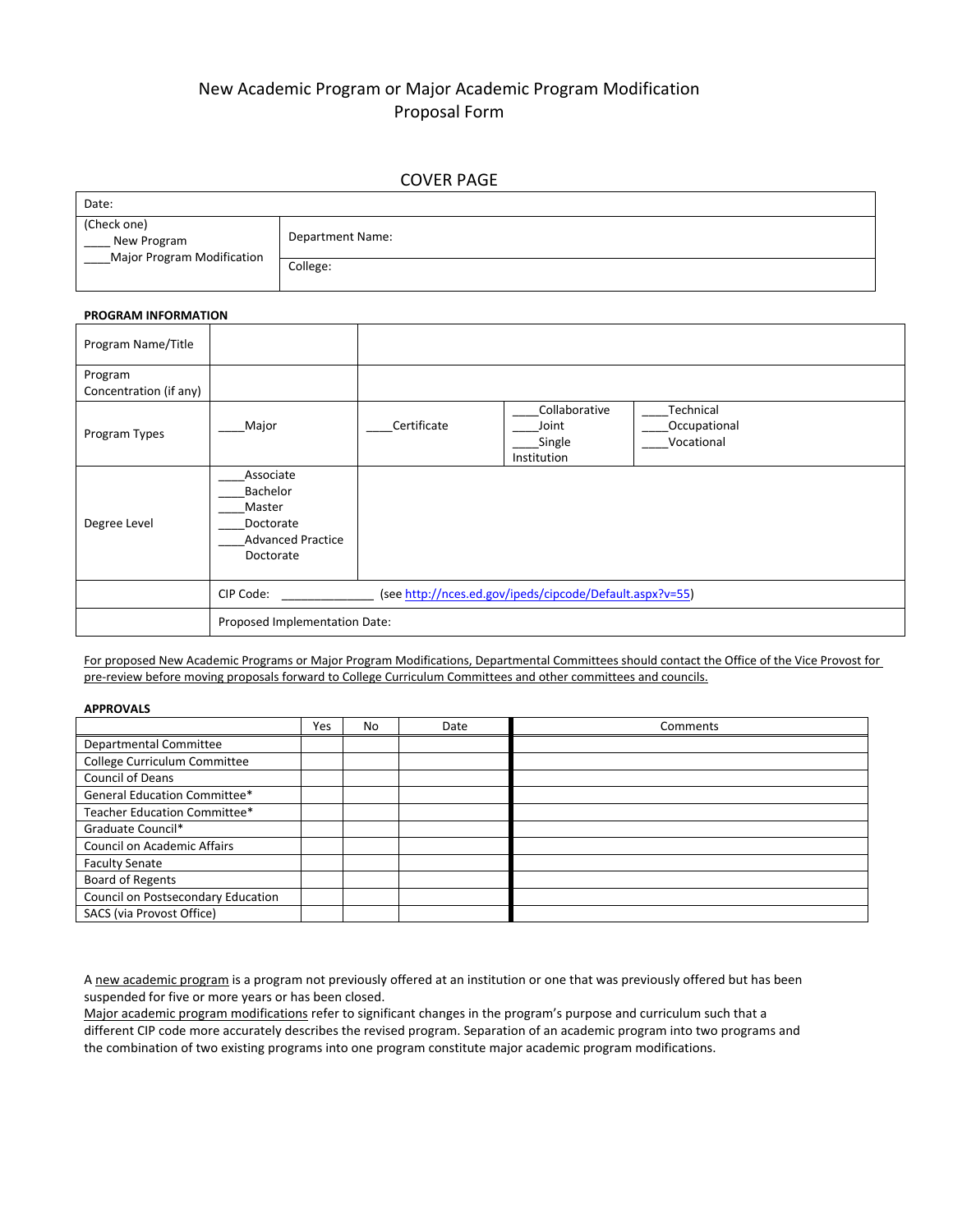# New Academic Program or Major Academic Program Modification Proposal Form

## COVER PAGE

| Date: | |
|---|---|
| (Check one)<br>____ New Program<br>____Major Program Modification | Department Name: |
| | College: |

**PROGRAM INFORMATION**

| | | | | |
|---|---|---|---|---|
| Program Name/Title | | | | |
| Program Concentration (if any) | | | | |
| Program Types | ____Major | ____Certificate | ____Collaborative<br>____Joint<br>____Single Institution | ____Technical<br>____Occupational<br>____Vocational |
| Degree Level | ____Associate<br>____Bachelor<br>____Master<br>____Doctorate<br>____Advanced Practice Doctorate | | | |
| | CIP Code: _____________ (see http://nces.ed.gov/ipeds/cipcode/Default.aspx?v=55) | | | |
| | Proposed Implementation Date: | | | |

For proposed New Academic Programs or Major Program Modifications, Departmental Committees should contact the Office of the Vice Provost for pre-review before moving proposals forward to College Curriculum Committees and other committees and councils.

**APPROVALS**

| | Yes | No | Date | Comments |
|---|---|---|---|---|
| Departmental Committee | | | | |
| College Curriculum Committee | | | | |
| Council of Deans | | | | |
| General Education Committee* | | | | |
| Teacher Education Committee* | | | | |
| Graduate Council* | | | | |
| Council on Academic Affairs | | | | |
| Faculty Senate | | | | |
| Board of Regents | | | | |
| Council on Postsecondary Education | | | | |
| SACS (via Provost Office) | | | | |

A new academic program is a program not previously offered at an institution or one that was previously offered but has been suspended for five or more years or has been closed.

Major academic program modifications refer to significant changes in the program's purpose and curriculum such that a different CIP code more accurately describes the revised program. Separation of an academic program into two programs and the combination of two existing programs into one program constitute major academic program modifications.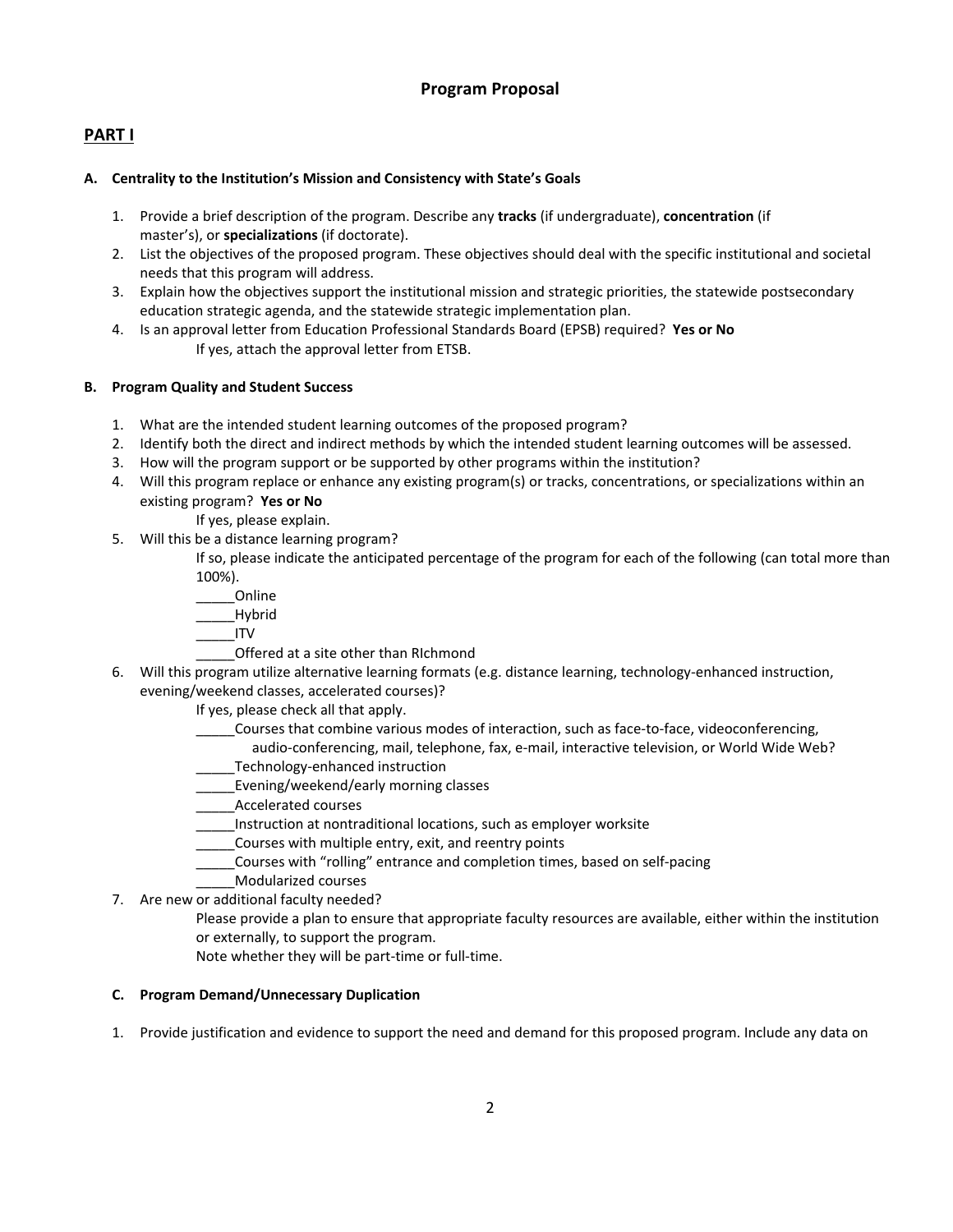# Program Proposal

## PART I

### A. Centrality to the Institution's Mission and Consistency with State's Goals

1. Provide a brief description of the program. Describe any **tracks** (if undergraduate), **concentration** (if master's), or **specializations** (if doctorate).
2. List the objectives of the proposed program. These objectives should deal with the specific institutional and societal needs that this program will address.
3. Explain how the objectives support the institutional mission and strategic priorities, the statewide postsecondary education strategic agenda, and the statewide strategic implementation plan.
4. Is an approval letter from Education Professional Standards Board (EPSB) required? **Yes or No**

   If yes, attach the approval letter from ETSB.

### B. Program Quality and Student Success

1. What are the intended student learning outcomes of the proposed program?
2. Identify both the direct and indirect methods by which the intended student learning outcomes will be assessed.
3. How will the program support or be supported by other programs within the institution?
4. Will this program replace or enhance any existing program(s) or tracks, concentrations, or specializations within an existing program? **Yes or No**

   If yes, please explain.
5. Will this be a distance learning program?

   If so, please indicate the anticipated percentage of the program for each of the following (can total more than 100%).

   _____Online
   _____Hybrid
   _____ITV
   _____Offered at a site other than RIchmond
6. Will this program utilize alternative learning formats (e.g. distance learning, technology-enhanced instruction, evening/weekend classes, accelerated courses)?

   If yes, please check all that apply.

   _____Courses that combine various modes of interaction, such as face-to-face, videoconferencing, audio-conferencing, mail, telephone, fax, e-mail, interactive television, or World Wide Web?
   _____Technology-enhanced instruction
   _____Evening/weekend/early morning classes
   _____Accelerated courses
   _____Instruction at nontraditional locations, such as employer worksite
   _____Courses with multiple entry, exit, and reentry points
   _____Courses with "rolling" entrance and completion times, based on self-pacing
   _____Modularized courses
7. Are new or additional faculty needed?

   Please provide a plan to ensure that appropriate faculty resources are available, either within the institution or externally, to support the program.

   Note whether they will be part-time or full-time.

### C. Program Demand/Unnecessary Duplication

1. Provide justification and evidence to support the need and demand for this proposed program. Include any data on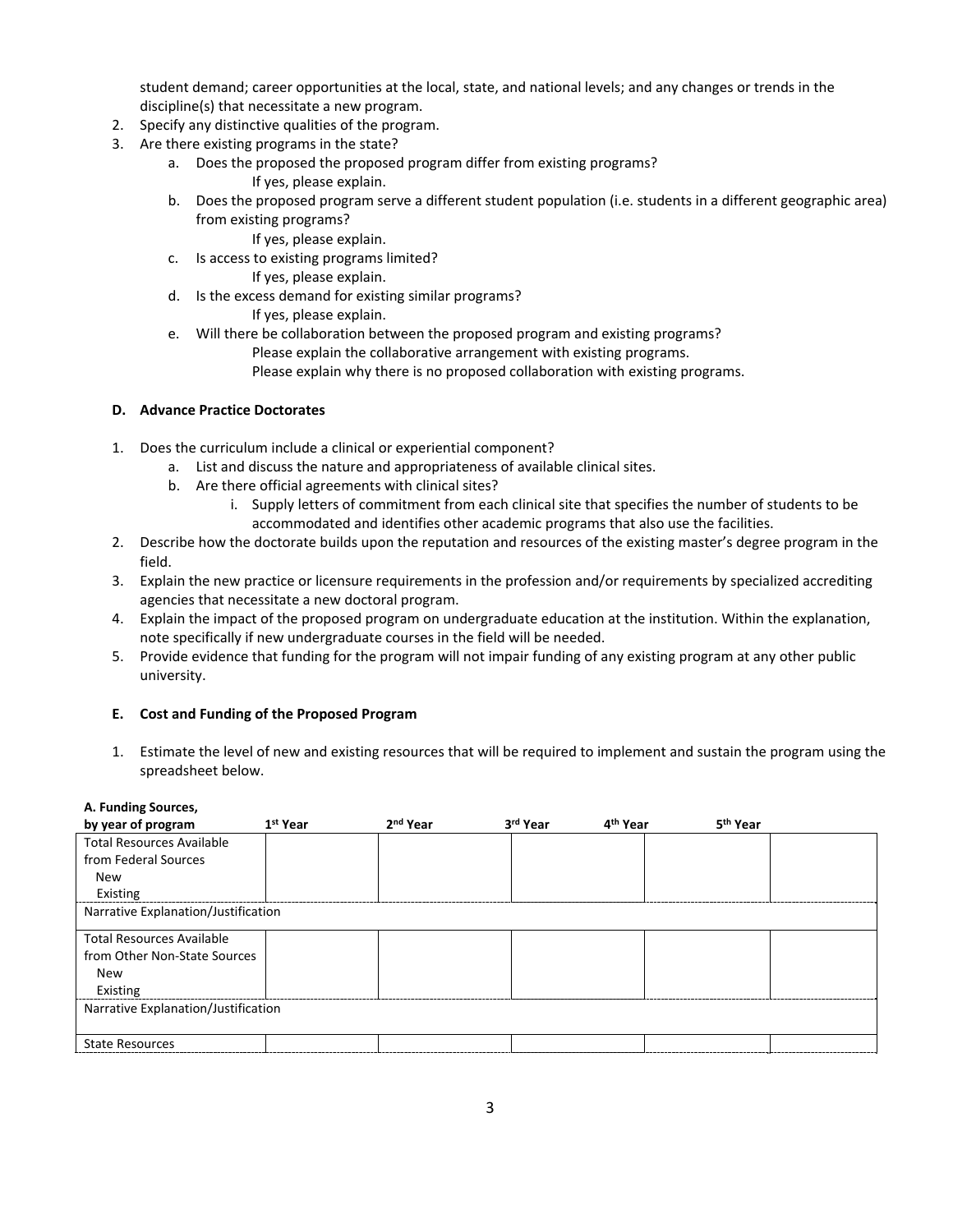student demand; career opportunities at the local, state, and national levels; and any changes or trends in the discipline(s) that necessitate a new program.

2. Specify any distinctive qualities of the program.
3. Are there existing programs in the state?
   a. Does the proposed the proposed program differ from existing programs?
      If yes, please explain.
   b. Does the proposed program serve a different student population (i.e. students in a different geographic area) from existing programs?
      If yes, please explain.
   c. Is access to existing programs limited?
      If yes, please explain.
   d. Is the excess demand for existing similar programs?
      If yes, please explain.
   e. Will there be collaboration between the proposed program and existing programs?
      Please explain the collaborative arrangement with existing programs.
      Please explain why there is no proposed collaboration with existing programs.

**D. Advance Practice Doctorates**

1. Does the curriculum include a clinical or experiential component?
   a. List and discuss the nature and appropriateness of available clinical sites.
   b. Are there official agreements with clinical sites?
      i. Supply letters of commitment from each clinical site that specifies the number of students to be accommodated and identifies other academic programs that also use the facilities.
2. Describe how the doctorate builds upon the reputation and resources of the existing master's degree program in the field.
3. Explain the new practice or licensure requirements in the profession and/or requirements by specialized accrediting agencies that necessitate a new doctoral program.
4. Explain the impact of the proposed program on undergraduate education at the institution. Within the explanation, note specifically if new undergraduate courses in the field will be needed.
5. Provide evidence that funding for the program will not impair funding of any existing program at any other public university.

**E. Cost and Funding of the Proposed Program**

1. Estimate the level of new and existing resources that will be required to implement and sustain the program using the spreadsheet below.

| **A. Funding Sources, by year of program** | **1st Year** | **2nd Year** | **3rd Year** | **4th Year** | **5th Year** |
|---|---|---|---|---|---|
| Total Resources Available from Federal Sources<br>New<br>Existing | | | | | |
| Narrative Explanation/Justification | | | | | |
| Total Resources Available from Other Non-State Sources<br>New<br>Existing | | | | | |
| Narrative Explanation/Justification | | | | | |
| State Resources | | | | | |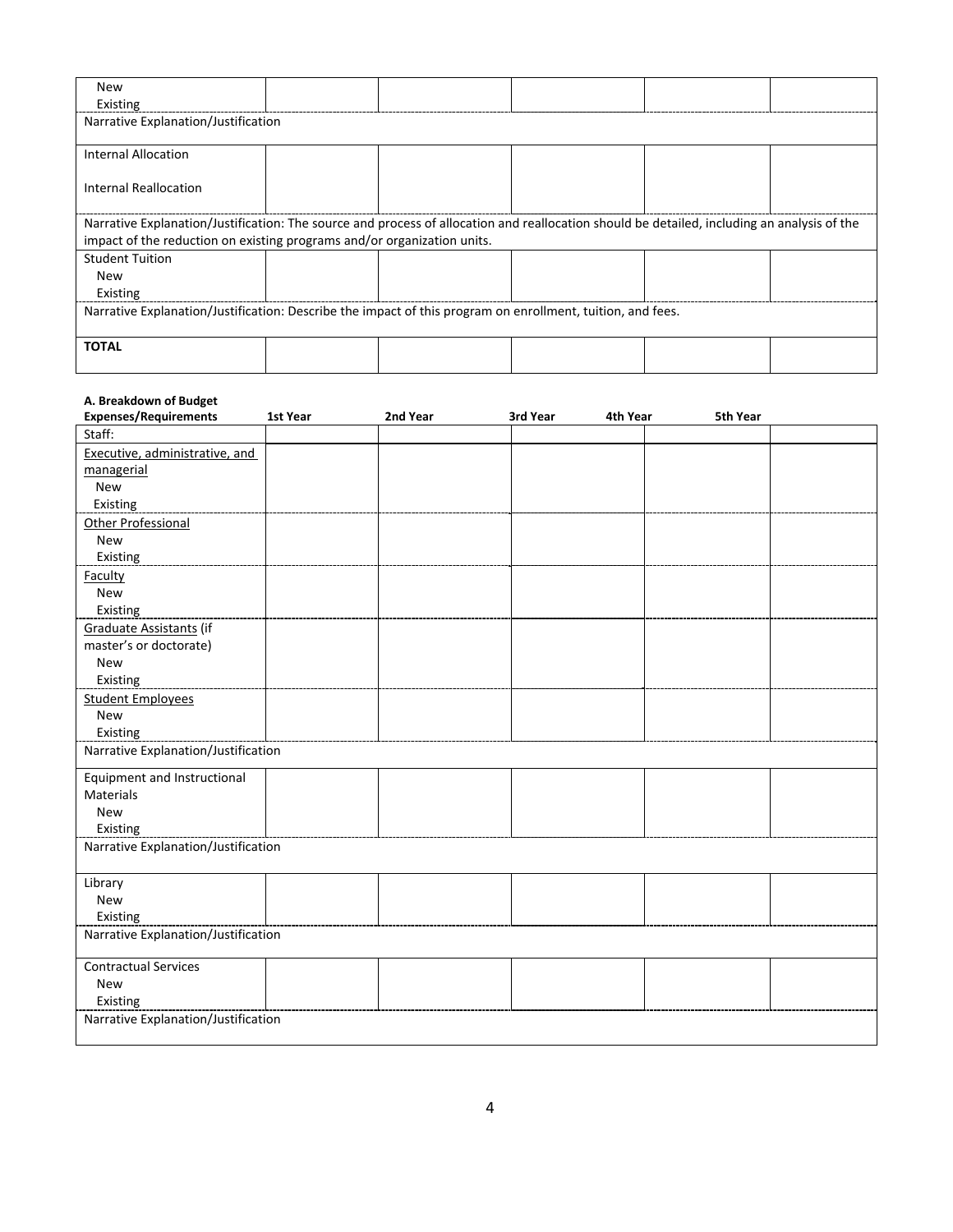| | | | | | |
|---|---|---|---|---|---|
| New<br>Existing | | | | | |
| Narrative Explanation/Justification | | | | | |
| Internal Allocation<br><br>Internal Reallocation | | | | | |
| Narrative Explanation/Justification: The source and process of allocation and reallocation should be detailed, including an analysis of the impact of the reduction on existing programs and/or organization units. | | | | | |
| Student Tuition<br>New<br>Existing | | | | | |
| Narrative Explanation/Justification: Describe the impact of this program on enrollment, tuition, and fees. | | | | | |
| **TOTAL** | | | | | |

**A. Breakdown of Budget**

| **Expenses/Requirements** | **1st Year** | **2nd Year** | **3rd Year** | **4th Year** | **5th Year** |
|---|---|---|---|---|---|
| Staff: | | | | | |
| Executive, administrative, and managerial<br>New<br>Existing | | | | | |
| Other Professional<br>New<br>Existing | | | | | |
| Faculty<br>New<br>Existing | | | | | |
| Graduate Assistants (if master's or doctorate)<br>New<br>Existing | | | | | |
| Student Employees<br>New<br>Existing | | | | | |
| Narrative Explanation/Justification | | | | | |
| Equipment and Instructional Materials<br>New<br>Existing | | | | | |
| Narrative Explanation/Justification | | | | | |
| Library<br>New<br>Existing | | | | | |
| Narrative Explanation/Justification | | | | | |
| Contractual Services<br>New<br>Existing | | | | | |
| Narrative Explanation/Justification | | | | | |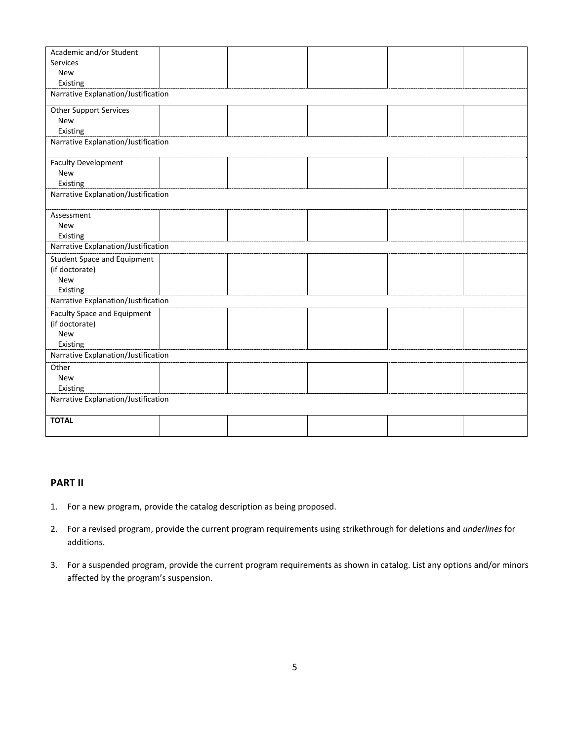| | | | | | |
|---|---|---|---|---|---|
| Academic and/or Student Services<br>New<br>Existing | | | | | |
| Narrative Explanation/Justification | | | | | |
| Other Support Services<br>New<br>Existing | | | | | |
| Narrative Explanation/Justification | | | | | |
| Faculty Development<br>New<br>Existing | | | | | |
| Narrative Explanation/Justification | | | | | |
| Assessment<br>New<br>Existing | | | | | |
| Narrative Explanation/Justification | | | | | |
| Student Space and Equipment (if doctorate)<br>New<br>Existing | | | | | |
| Narrative Explanation/Justification | | | | | |
| Faculty Space and Equipment (if doctorate)<br>New<br>Existing | | | | | |
| Narrative Explanation/Justification | | | | | |
| Other<br>New<br>Existing | | | | | |
| Narrative Explanation/Justification | | | | | |
| **TOTAL** | | | | | |

## PART II

1. For a new program, provide the catalog description as being proposed.
2. For a revised program, provide the current program requirements using strikethrough for deletions and *underlines* for additions.
3. For a suspended program, provide the current program requirements as shown in catalog. List any options and/or minors affected by the program's suspension.